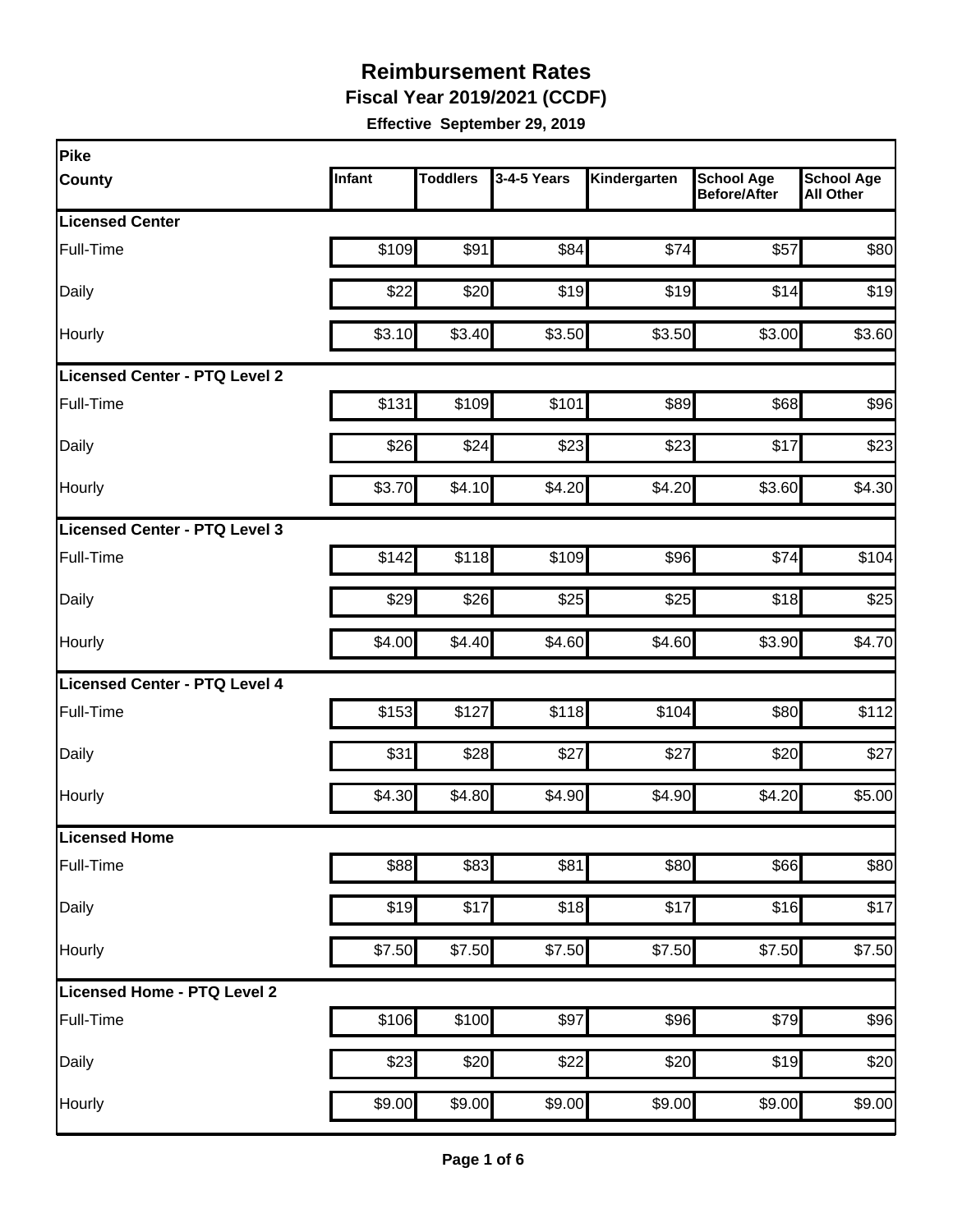# Reimbursement Rates

## Fiscal Year 2019/2021 (CCDF)

**Effective September 29, 2019**

| Pike County | Infant | Toddlers | 3-4-5 Years | Kindergarten | School Age Before/After | School Age All Other |
|---|---|---|---|---|---|---|
| **Licensed Center** | | | | | | |
| Full-Time | $109 | $91 | $84 | $74 | $57 | $80 |
| Daily | $22 | $20 | $19 | $19 | $14 | $19 |
| Hourly | $3.10 | $3.40 | $3.50 | $3.50 | $3.00 | $3.60 |
| **Licensed Center - PTQ Level 2** | | | | | | |
| Full-Time | $131 | $109 | $101 | $89 | $68 | $96 |
| Daily | $26 | $24 | $23 | $23 | $17 | $23 |
| Hourly | $3.70 | $4.10 | $4.20 | $4.20 | $3.60 | $4.30 |
| **Licensed Center - PTQ Level 3** | | | | | | |
| Full-Time | $142 | $118 | $109 | $96 | $74 | $104 |
| Daily | $29 | $26 | $25 | $25 | $18 | $25 |
| Hourly | $4.00 | $4.40 | $4.60 | $4.60 | $3.90 | $4.70 |
| **Licensed Center - PTQ Level 4** | | | | | | |
| Full-Time | $153 | $127 | $118 | $104 | $80 | $112 |
| Daily | $31 | $28 | $27 | $27 | $20 | $27 |
| Hourly | $4.30 | $4.80 | $4.90 | $4.90 | $4.20 | $5.00 |
| **Licensed Home** | | | | | | |
| Full-Time | $88 | $83 | $81 | $80 | $66 | $80 |
| Daily | $19 | $17 | $18 | $17 | $16 | $17 |
| Hourly | $7.50 | $7.50 | $7.50 | $7.50 | $7.50 | $7.50 |
| **Licensed Home - PTQ Level 2** | | | | | | |
| Full-Time | $106 | $100 | $97 | $96 | $79 | $96 |
| Daily | $23 | $20 | $22 | $20 | $19 | $20 |
| Hourly | $9.00 | $9.00 | $9.00 | $9.00 | $9.00 | $9.00 |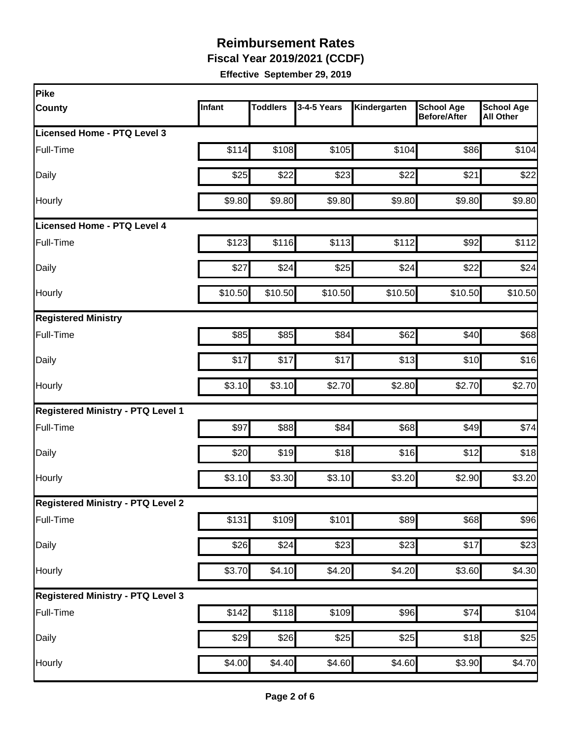# Reimbursement Rates

**Fiscal Year 2019/2021 (CCDF)**

**Effective September 29, 2019**

| Pike County | Infant | Toddlers | 3-4-5 Years | Kindergarten | School Age Before/After | School Age All Other |
|---|---|---|---|---|---|---|
| **Licensed Home - PTQ Level 3** | | | | | | |
| Full-Time | $114 | $108 | $105 | $104 | $86 | $104 |
| Daily | $25 | $22 | $23 | $22 | $21 | $22 |
| Hourly | $9.80 | $9.80 | $9.80 | $9.80 | $9.80 | $9.80 |
| **Licensed Home - PTQ Level 4** | | | | | | |
| Full-Time | $123 | $116 | $113 | $112 | $92 | $112 |
| Daily | $27 | $24 | $25 | $24 | $22 | $24 |
| Hourly | $10.50 | $10.50 | $10.50 | $10.50 | $10.50 | $10.50 |
| **Registered Ministry** | | | | | | |
| Full-Time | $85 | $85 | $84 | $62 | $40 | $68 |
| Daily | $17 | $17 | $17 | $13 | $10 | $16 |
| Hourly | $3.10 | $3.10 | $2.70 | $2.80 | $2.70 | $2.70 |
| **Registered Ministry - PTQ Level 1** | | | | | | |
| Full-Time | $97 | $88 | $84 | $68 | $49 | $74 |
| Daily | $20 | $19 | $18 | $16 | $12 | $18 |
| Hourly | $3.10 | $3.30 | $3.10 | $3.20 | $2.90 | $3.20 |
| **Registered Ministry - PTQ Level 2** | | | | | | |
| Full-Time | $131 | $109 | $101 | $89 | $68 | $96 |
| Daily | $26 | $24 | $23 | $23 | $17 | $23 |
| Hourly | $3.70 | $4.10 | $4.20 | $4.20 | $3.60 | $4.30 |
| **Registered Ministry - PTQ Level 3** | | | | | | |
| Full-Time | $142 | $118 | $109 | $96 | $74 | $104 |
| Daily | $29 | $26 | $25 | $25 | $18 | $25 |
| Hourly | $4.00 | $4.40 | $4.60 | $4.60 | $3.90 | $4.70 |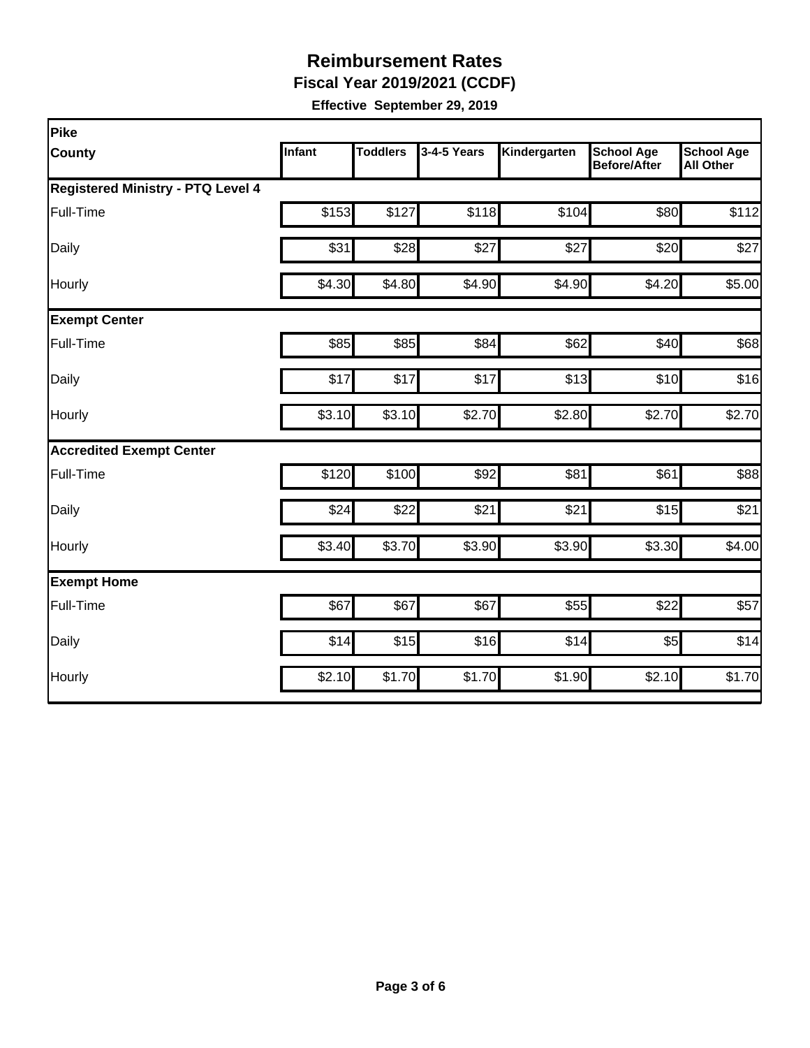# Reimbursement Rates

## Fiscal Year 2019/2021 (CCDF)

**Effective September 29, 2019**

| Pike<br>County | Infant | Toddlers | 3-4-5 Years | Kindergarten | School Age Before/After | School Age All Other |
|---|---|---|---|---|---|---|
| **Registered Ministry - PTQ Level 4** | | | | | | |
| Full-Time | $153 | $127 | $118 | $104 | $80 | $112 |
| Daily | $31 | $28 | $27 | $27 | $20 | $27 |
| Hourly | $4.30 | $4.80 | $4.90 | $4.90 | $4.20 | $5.00 |
| **Exempt Center** | | | | | | |
| Full-Time | $85 | $85 | $84 | $62 | $40 | $68 |
| Daily | $17 | $17 | $17 | $13 | $10 | $16 |
| Hourly | $3.10 | $3.10 | $2.70 | $2.80 | $2.70 | $2.70 |
| **Accredited Exempt Center** | | | | | | |
| Full-Time | $120 | $100 | $92 | $81 | $61 | $88 |
| Daily | $24 | $22 | $21 | $21 | $15 | $21 |
| Hourly | $3.40 | $3.70 | $3.90 | $3.90 | $3.30 | $4.00 |
| **Exempt Home** | | | | | | |
| Full-Time | $67 | $67 | $67 | $55 | $22 | $57 |
| Daily | $14 | $15 | $16 | $14 | $5 | $14 |
| Hourly | $2.10 | $1.70 | $1.70 | $1.90 | $2.10 | $1.70 |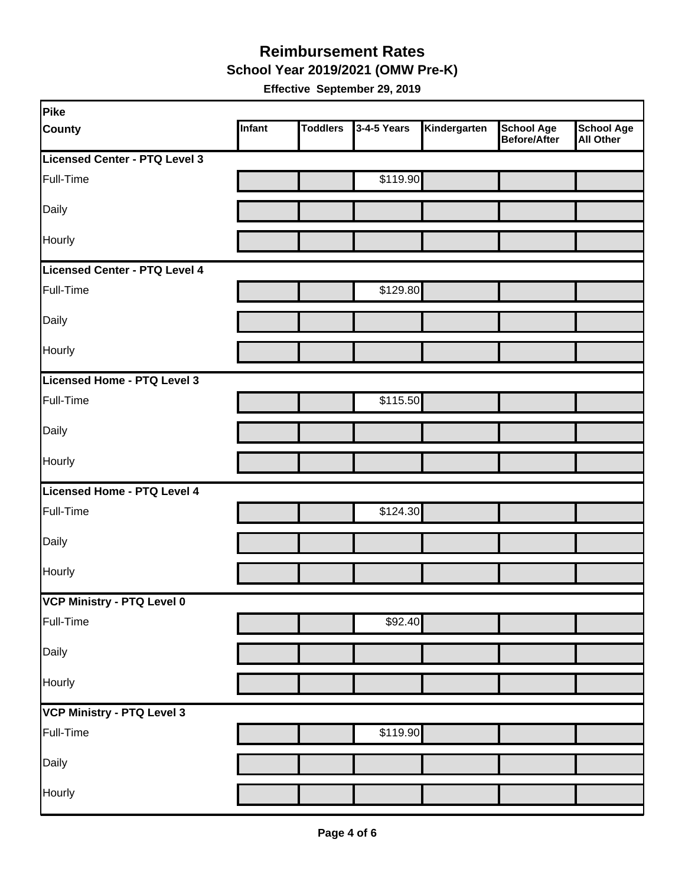# Reimbursement Rates

## School Year 2019/2021 (OMW Pre-K)

**Effective September 29, 2019**

| Pike County | Infant | Toddlers | 3-4-5 Years | Kindergarten | School Age Before/After | School Age All Other |
|---|---|---|---|---|---|---|
| **Licensed Center - PTQ Level 3** | | | | | | |
| Full-Time | | | $119.90 | | | |
| Daily | | | | | | |
| Hourly | | | | | | |
| **Licensed Center - PTQ Level 4** | | | | | | |
| Full-Time | | | $129.80 | | | |
| Daily | | | | | | |
| Hourly | | | | | | |
| **Licensed Home - PTQ Level 3** | | | | | | |
| Full-Time | | | $115.50 | | | |
| Daily | | | | | | |
| Hourly | | | | | | |
| **Licensed Home - PTQ Level 4** | | | | | | |
| Full-Time | | | $124.30 | | | |
| Daily | | | | | | |
| Hourly | | | | | | |
| **VCP Ministry - PTQ Level 0** | | | | | | |
| Full-Time | | | $92.40 | | | |
| Daily | | | | | | |
| Hourly | | | | | | |
| **VCP Ministry - PTQ Level 3** | | | | | | |
| Full-Time | | | $119.90 | | | |
| Daily | | | | | | |
| Hourly | | | | | | |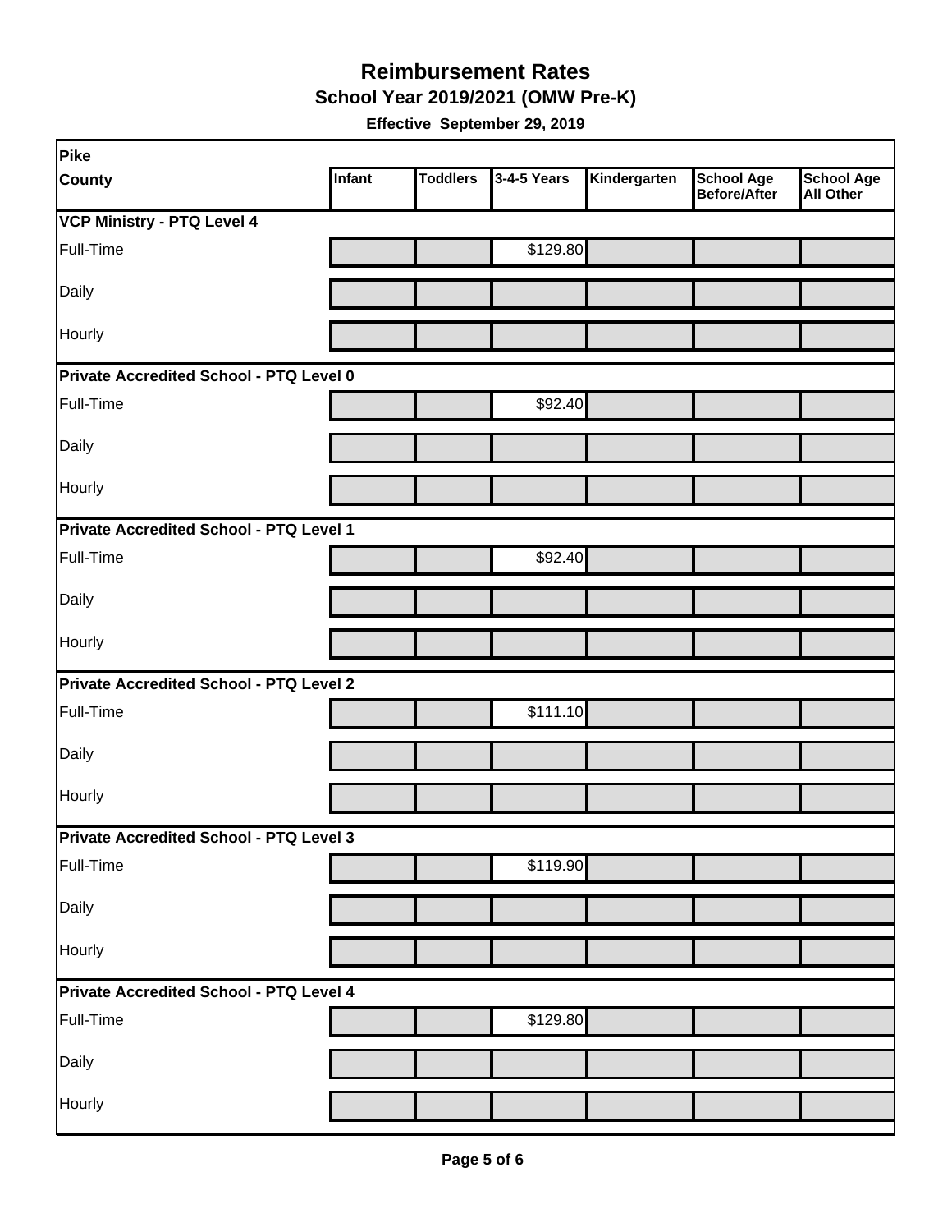# Reimbursement Rates

## School Year 2019/2021 (OMW Pre-K)

**Effective September 29, 2019**

| Pike County | Infant | Toddlers | 3-4-5 Years | Kindergarten | School Age Before/After | School Age All Other |
|---|---|---|---|---|---|---|
| **VCP Ministry - PTQ Level 4** | | | | | | |
| Full-Time | | | $129.80 | | | |
| Daily | | | | | | |
| Hourly | | | | | | |
| **Private Accredited School - PTQ Level 0** | | | | | | |
| Full-Time | | | $92.40 | | | |
| Daily | | | | | | |
| Hourly | | | | | | |
| **Private Accredited School - PTQ Level 1** | | | | | | |
| Full-Time | | | $92.40 | | | |
| Daily | | | | | | |
| Hourly | | | | | | |
| **Private Accredited School - PTQ Level 2** | | | | | | |
| Full-Time | | | $111.10 | | | |
| Daily | | | | | | |
| Hourly | | | | | | |
| **Private Accredited School - PTQ Level 3** | | | | | | |
| Full-Time | | | $119.90 | | | |
| Daily | | | | | | |
| Hourly | | | | | | |
| **Private Accredited School - PTQ Level 4** | | | | | | |
| Full-Time | | | $129.80 | | | |
| Daily | | | | | | |
| Hourly | | | | | | |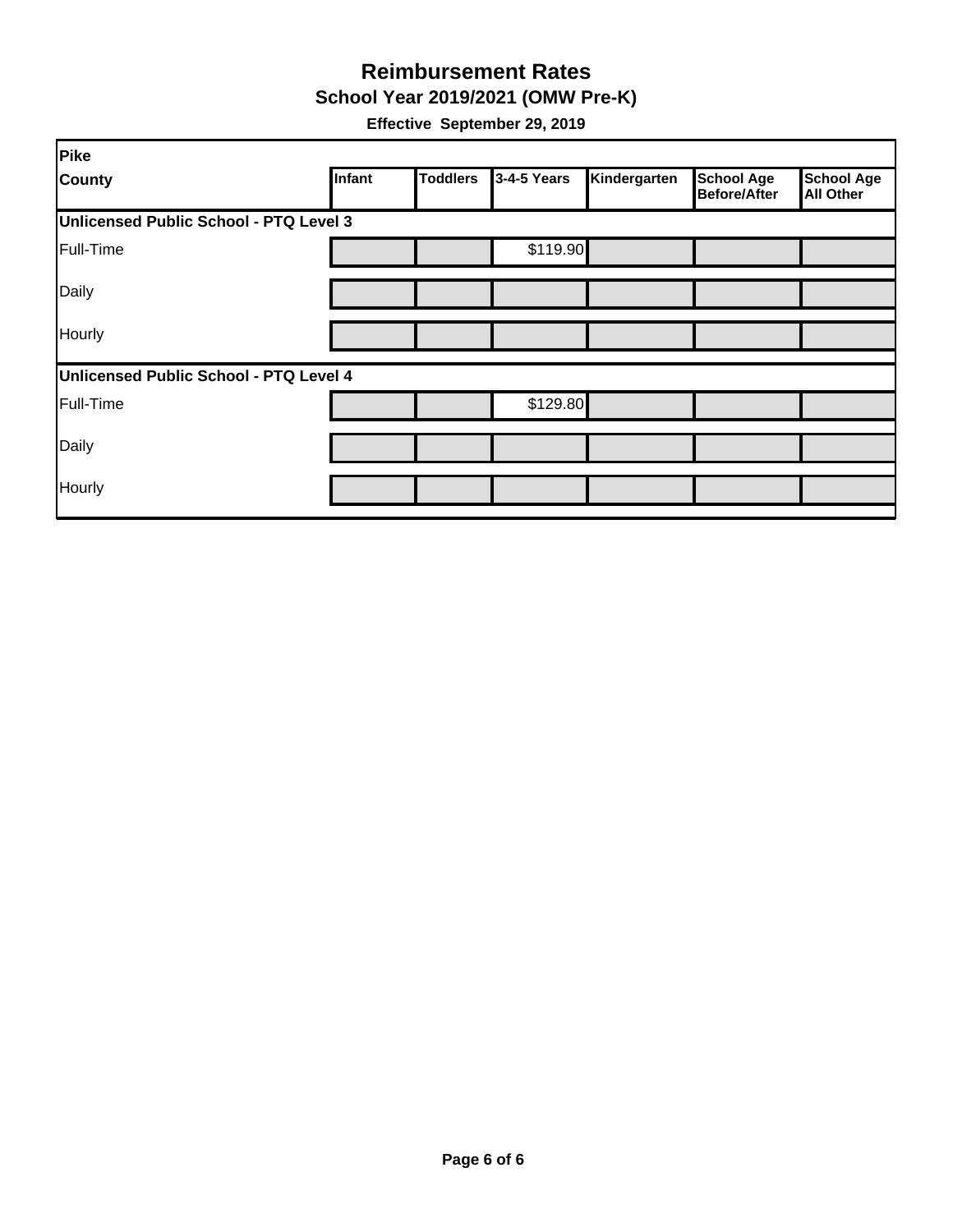# Reimbursement Rates

## School Year 2019/2021 (OMW Pre-K)

**Effective September 29, 2019**

| Pike County | Infant | Toddlers | 3-4-5 Years | Kindergarten | School Age Before/After | School Age All Other |
|---|---|---|---|---|---|---|
| **Unlicensed Public School - PTQ Level 3** | | | | | | |
| Full-Time | | | $119.90 | | | |
| Daily | | | | | | |
| Hourly | | | | | | |
| **Unlicensed Public School - PTQ Level 4** | | | | | | |
| Full-Time | | | $129.80 | | | |
| Daily | | | | | | |
| Hourly | | | | | | |